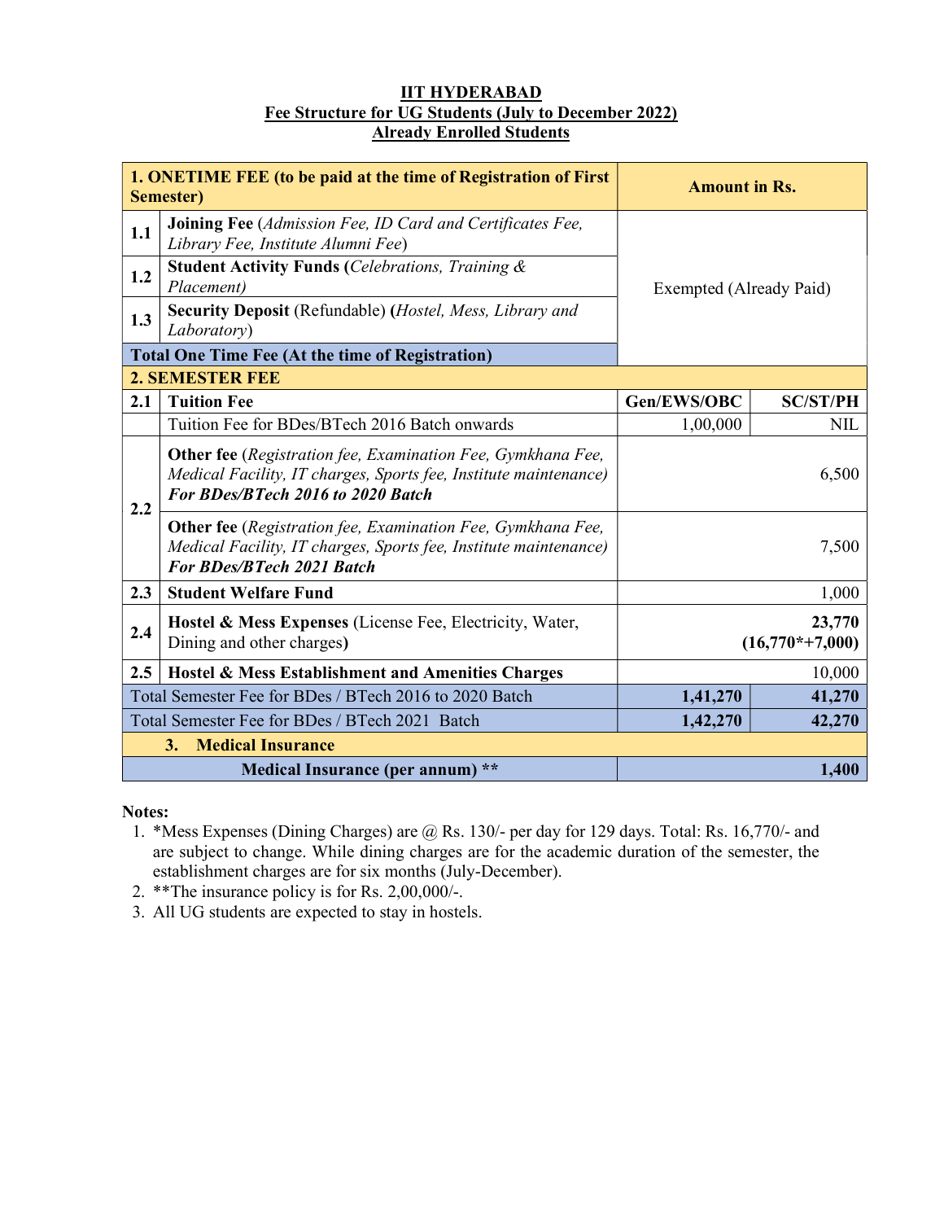# IIT HYDERABAD

## Fee Structure for UG Students (July to December 2022)

## Already Enrolled Students

| | **1. ONETIME FEE (to be paid at the time of Registration of First Semester)** | **Amount in Rs.** | |
|---|---|---|---|
| 1.1 | **Joining Fee** (*Admission Fee, ID Card and Certificates Fee, Library Fee, Institute Alumni Fee*) | Exempted (Already Paid) | |
| 1.2 | **Student Activity Funds (***Celebrations, Training & Placement)* | | |
| 1.3 | **Security Deposit** (Refundable) **(***Hostel, Mess, Library and Laboratory*) | | |
| | **Total One Time Fee (At the time of Registration)** | | |
| | **2. SEMESTER FEE** | | |
| 2.1 | **Tuition Fee** | **Gen/EWS/OBC** | **SC/ST/PH** |
| | Tuition Fee for BDes/BTech 2016 Batch onwards | 1,00,000 | NIL |
| 2.2 | **Other fee** (*Registration fee, Examination Fee, Gymkhana Fee, Medical Facility, IT charges, Sports fee, Institute maintenance)* ***For BDes/BTech 2016 to 2020 Batch*** | | 6,500 |
| | **Other fee** (*Registration fee, Examination Fee, Gymkhana Fee, Medical Facility, IT charges, Sports fee, Institute maintenance)* ***For BDes/BTech 2021 Batch*** | | 7,500 |
| 2.3 | **Student Welfare Fund** | | 1,000 |
| 2.4 | **Hostel & Mess Expenses** (License Fee, Electricity, Water, Dining and other charges**)** | | **23,770 (16,770*+7,000)** |
| 2.5 | **Hostel & Mess Establishment and Amenities Charges** | | 10,000 |
| | Total Semester Fee for BDes / BTech 2016 to 2020 Batch | **1,41,270** | **41,270** |
| | Total Semester Fee for BDes / BTech 2021 Batch | **1,42,270** | **42,270** |
| | **3. Medical Insurance** | | |
| | **Medical Insurance (per annum) \*\*** | | **1,400** |

**Notes:**

1. *Mess Expenses (Dining Charges) are @ Rs. 130/- per day for 129 days. Total: Rs. 16,770/- and are subject to change. While dining charges are for the academic duration of the semester, the establishment charges are for six months (July-December).
2. **The insurance policy is for Rs. 2,00,000/-.
3. All UG students are expected to stay in hostels.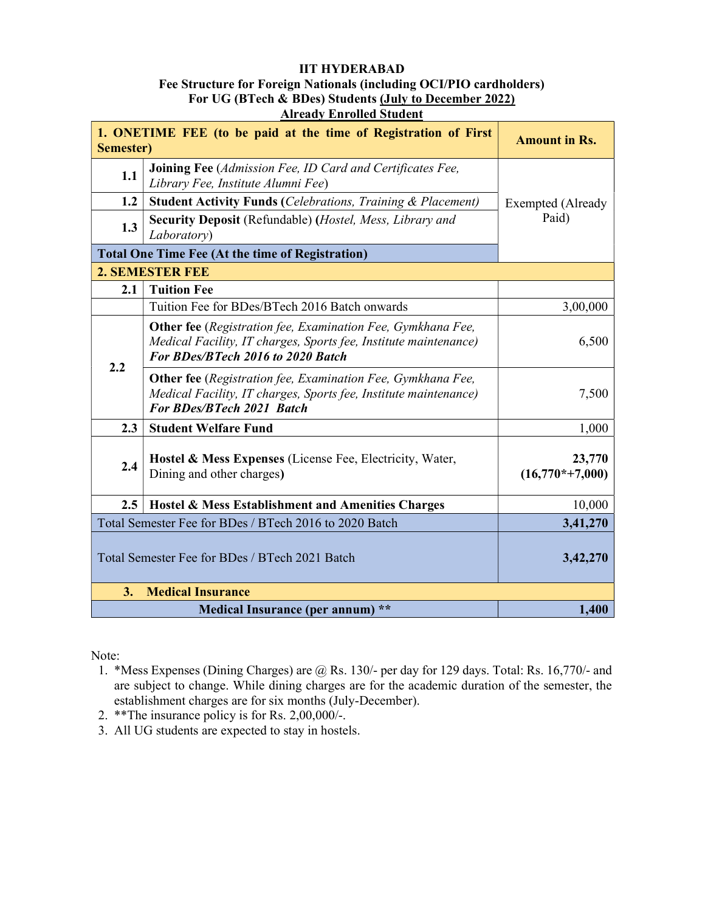**IIT HYDERABAD**

**Fee Structure for Foreign Nationals (including OCI/PIO cardholders)**

**For UG (BTech & BDes) Students <u>(July to December 2022)</u>**

**<u>Already Enrolled Student</u>**

| **1. ONETIME FEE (to be paid at the time of Registration of First Semester)** | | **Amount in Rs.** |
|---|---|---|
| **1.1** | **Joining Fee** (*Admission Fee, ID Card and Certificates Fee, Library Fee, Institute Alumni Fee*) | Exempted (Already Paid) |
| **1.2** | **Student Activity Funds (***Celebrations, Training & Placement)* | |
| **1.3** | **Security Deposit** (Refundable) **(***Hostel, Mess, Library and Laboratory*) | |
| **Total One Time Fee (At the time of Registration)** | | |
| **2. SEMESTER FEE** | | |
| **2.1** | **Tuition Fee** | |
| | Tuition Fee for BDes/BTech 2016 Batch onwards | 3,00,000 |
| **2.2** | **Other fee** (*Registration fee, Examination Fee, Gymkhana Fee, Medical Facility, IT charges, Sports fee, Institute maintenance*) ***For BDes/BTech 2016 to 2020 Batch*** | 6,500 |
| | **Other fee** (*Registration fee, Examination Fee, Gymkhana Fee, Medical Facility, IT charges, Sports fee, Institute maintenance*) ***For BDes/BTech 2021 Batch*** | 7,500 |
| **2.3** | **Student Welfare Fund** | 1,000 |
| **2.4** | **Hostel & Mess Expenses** (License Fee, Electricity, Water, Dining and other charges**)** | **23,770 (16,770*+7,000)** |
| **2.5** | **Hostel & Mess Establishment and Amenities Charges** | 10,000 |
| Total Semester Fee for BDes / BTech 2016 to 2020 Batch | | **3,41,270** |
| Total Semester Fee for BDes / BTech 2021 Batch | | **3,42,270** |
| **3. Medical Insurance** | | |
| **Medical Insurance (per annum) **** | | **1,400** |

Note:

1. *Mess Expenses (Dining Charges) are @ Rs. 130/- per day for 129 days. Total: Rs. 16,770/- and are subject to change. While dining charges are for the academic duration of the semester, the establishment charges are for six months (July-December).
2. **The insurance policy is for Rs. 2,00,000/-.
3. All UG students are expected to stay in hostels.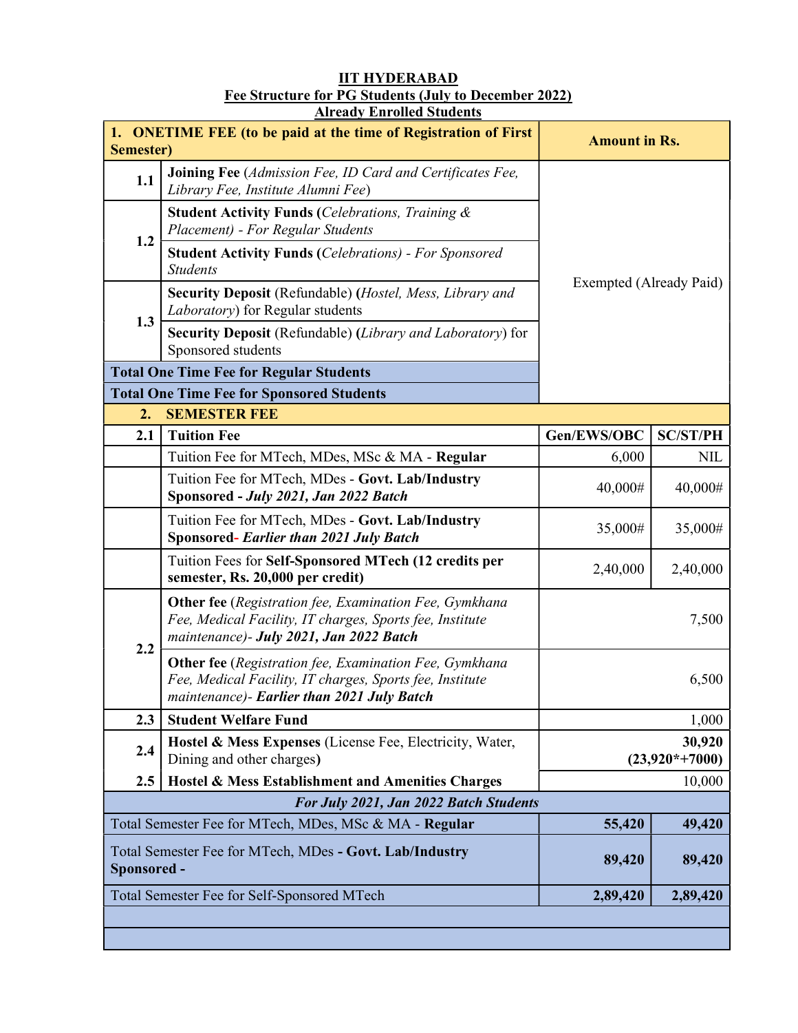**IIT HYDERABAD**

**Fee Structure for PG Students (July to December 2022)**

**Already Enrolled Students**

| | **1. ONETIME FEE (to be paid at the time of Registration of First Semester)** | **Amount in Rs.** | |
|---|---|---|---|
| **1.1** | **Joining Fee** (*Admission Fee, ID Card and Certificates Fee, Library Fee, Institute Alumni Fee*) | Exempted (Already Paid) | |
| **1.2** | **Student Activity Funds (***Celebrations, Training & Placement) - For Regular Students* | | |
| | **Student Activity Funds (***Celebrations) - For Sponsored Students* | | |
| **1.3** | **Security Deposit** (Refundable) **(***Hostel, Mess, Library and Laboratory*) for Regular students | | |
| | **Security Deposit** (Refundable) **(***Library and Laboratory*) for Sponsored students | | |
| | **Total One Time Fee for Regular Students** | | |
| | **Total One Time Fee for Sponsored Students** | | |
| **2.** | **SEMESTER FEE** | | |
| **2.1** | **Tuition Fee** | **Gen/EWS/OBC** | **SC/ST/PH** |
| | Tuition Fee for MTech, MDes, MSc & MA - **Regular** | 6,000 | NIL |
| | Tuition Fee for MTech, MDes - **Govt. Lab/Industry Sponsored -** ***July 2021, Jan 2022 Batch*** | 40,000# | 40,000# |
| | Tuition Fee for MTech, MDes - **Govt. Lab/Industry Sponsored-** ***Earlier than 2021 July Batch*** | 35,000# | 35,000# |
| | Tuition Fees for **Self-Sponsored MTech (12 credits per semester, Rs. 20,000 per credit)** | 2,40,000 | 2,40,000 |
| **2.2** | **Other fee** (*Registration fee, Examination Fee, Gymkhana Fee, Medical Facility, IT charges, Sports fee, Institute maintenance)-* ***July 2021, Jan 2022 Batch*** | 7,500 | |
| | **Other fee** (*Registration fee, Examination Fee, Gymkhana Fee, Medical Facility, IT charges, Sports fee, Institute maintenance)-* ***Earlier than 2021 July Batch*** | 6,500 | |
| **2.3** | **Student Welfare Fund** | 1,000 | |
| **2.4** | **Hostel & Mess Expenses** (License Fee, Electricity, Water, Dining and other charges**)** | **30,920 (23,920*+7000)** | |
| **2.5** | **Hostel & Mess Establishment and Amenities Charges** | 10,000 | |
| | ***For July 2021, Jan 2022 Batch Students*** | | |
| | Total Semester Fee for MTech, MDes, MSc & MA - **Regular** | **55,420** | **49,420** |
| | Total Semester Fee for MTech, MDes **- Govt. Lab/Industry Sponsored -** | **89,420** | **89,420** |
| | Total Semester Fee for Self-Sponsored MTech | **2,89,420** | **2,89,420** |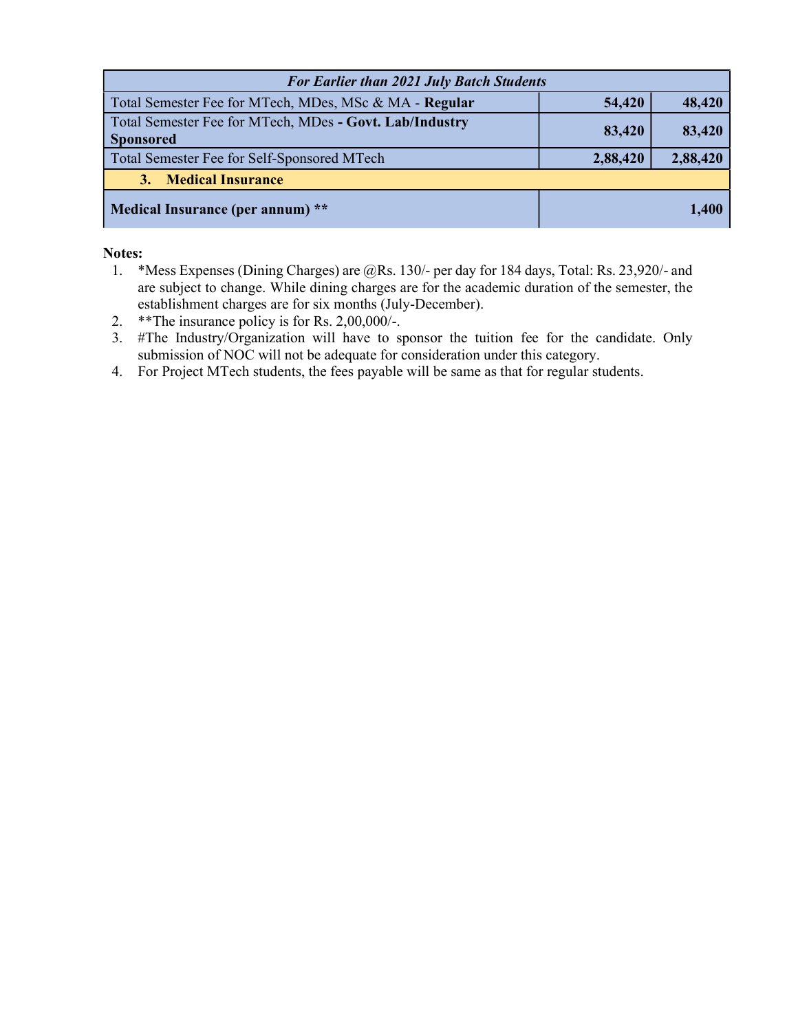| *For Earlier than 2021 July Batch Students* | | |
|---|---|---|
| Total Semester Fee for MTech, MDes, MSc & MA - **Regular** | **54,420** | **48,420** |
| Total Semester Fee for MTech, MDes **- Govt. Lab/Industry Sponsored** | **83,420** | **83,420** |
| Total Semester Fee for Self-Sponsored MTech | **2,88,420** | **2,88,420** |
| **3. Medical Insurance** | | |
| **Medical Insurance (per annum) \*\*** | | **1,400** |

**Notes:**

1. *Mess Expenses (Dining Charges) are @Rs. 130/- per day for 184 days, Total: Rs. 23,920/- and are subject to change. While dining charges are for the academic duration of the semester, the establishment charges are for six months (July-December).
2. **The insurance policy is for Rs. 2,00,000/-.
3. #The Industry/Organization will have to sponsor the tuition fee for the candidate. Only submission of NOC will not be adequate for consideration under this category.
4. For Project MTech students, the fees payable will be same as that for regular students.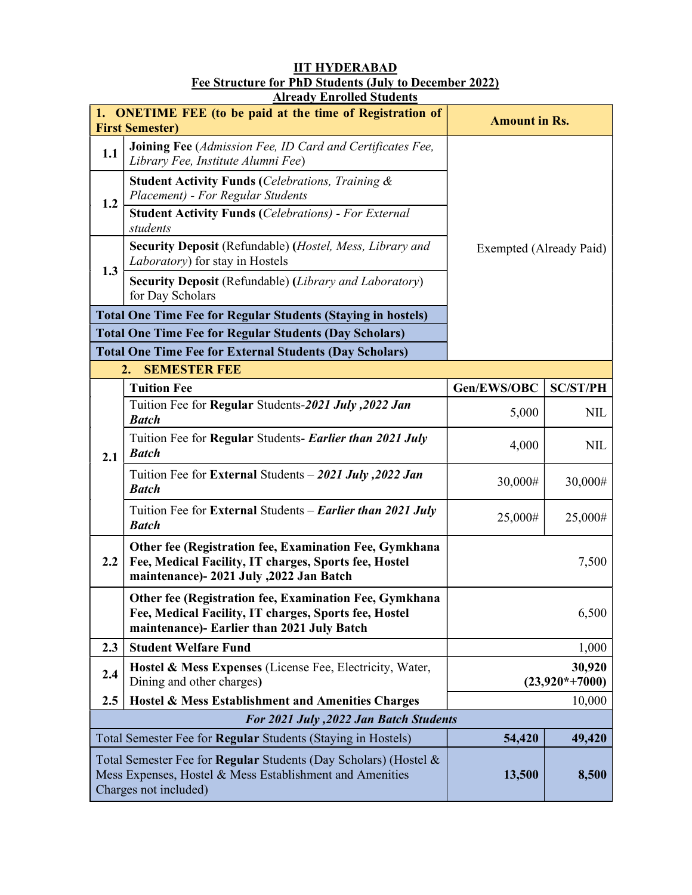# IIT HYDERABAD

## Fee Structure for PhD Students (July to December 2022)

### Already Enrolled Students

| | **1. ONETIME FEE (to be paid at the time of Registration of First Semester)** | **Amount in Rs.** | |
|---|---|---|---|
| 1.1 | **Joining Fee** (*Admission Fee, ID Card and Certificates Fee, Library Fee, Institute Alumni Fee*) | Exempted (Already Paid) | |
| 1.2 | **Student Activity Funds (***Celebrations, Training & Placement) - For Regular Students* | | |
| | **Student Activity Funds (***Celebrations) - For External students* | | |
| 1.3 | **Security Deposit** (Refundable) **(***Hostel, Mess, Library and Laboratory*) for stay in Hostels | | |
| | **Security Deposit** (Refundable) **(***Library and Laboratory*) for Day Scholars | | |
| | **Total One Time Fee for Regular Students (Staying in hostels)** | | |
| | **Total One Time Fee for Regular Students (Day Scholars)** | | |
| | **Total One Time Fee for External Students (Day Scholars)** | | |
| | **2. SEMESTER FEE** | | |
| 2.1 | **Tuition Fee** | **Gen/EWS/OBC** | **SC/ST/PH** |
| | Tuition Fee for **Regular** Students-***2021 July ,2022 Jan Batch*** | 5,000 | NIL |
| | Tuition Fee for **Regular** Students- ***Earlier than 2021 July Batch*** | 4,000 | NIL |
| | Tuition Fee for **External** Students – ***2021 July ,2022 Jan Batch*** | 30,000# | 30,000# |
| | Tuition Fee for **External** Students – ***Earlier than 2021 July Batch*** | 25,000# | 25,000# |
| 2.2 | **Other fee (Registration fee, Examination Fee, Gymkhana Fee, Medical Facility, IT charges, Sports fee, Hostel maintenance)- 2021 July ,2022 Jan Batch** | 7,500 | |
| | **Other fee (Registration fee, Examination Fee, Gymkhana Fee, Medical Facility, IT charges, Sports fee, Hostel maintenance)- Earlier than 2021 July Batch** | 6,500 | |
| 2.3 | **Student Welfare Fund** | 1,000 | |
| 2.4 | **Hostel & Mess Expenses** (License Fee, Electricity, Water, Dining and other charges**)** | **30,920 (23,920*+7000)** | |
| 2.5 | **Hostel & Mess Establishment and Amenities Charges** | 10,000 | |
| | ***For 2021 July ,2022 Jan Batch Students*** | | |
| | Total Semester Fee for **Regular** Students (Staying in Hostels) | **54,420** | **49,420** |
| | Total Semester Fee for **Regular** Students (Day Scholars) (Hostel & Mess Expenses, Hostel & Mess Establishment and Amenities Charges not included) | **13,500** | **8,500** |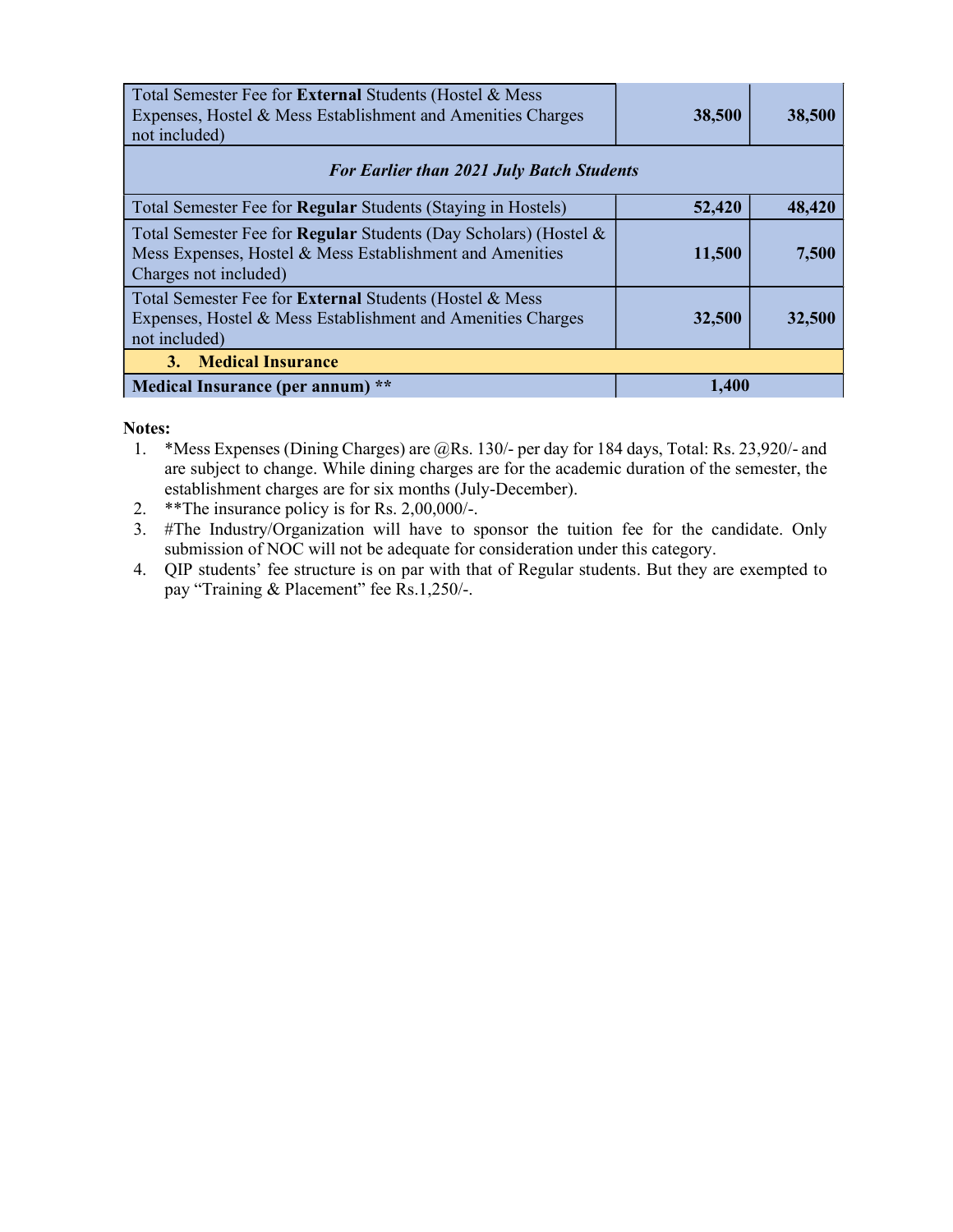| | | |
|---|---|---|
| Total Semester Fee for **External** Students (Hostel & Mess Expenses, Hostel & Mess Establishment and Amenities Charges not included) | **38,500** | **38,500** |
| ***For Earlier than 2021 July Batch Students*** | | |
| Total Semester Fee for **Regular** Students (Staying in Hostels) | **52,420** | **48,420** |
| Total Semester Fee for **Regular** Students (Day Scholars) (Hostel & Mess Expenses, Hostel & Mess Establishment and Amenities Charges not included) | **11,500** | **7,500** |
| Total Semester Fee for **External** Students (Hostel & Mess Expenses, Hostel & Mess Establishment and Amenities Charges not included) | **32,500** | **32,500** |
| **3. Medical Insurance** | | |
| **Medical Insurance (per annum) \*\*** | **1,400** | |

**Notes:**

1. *Mess Expenses (Dining Charges) are @Rs. 130/- per day for 184 days, Total: Rs. 23,920/- and are subject to change. While dining charges are for the academic duration of the semester, the establishment charges are for six months (July-December).
2. **The insurance policy is for Rs. 2,00,000/-.
3. #The Industry/Organization will have to sponsor the tuition fee for the candidate. Only submission of NOC will not be adequate for consideration under this category.
4. QIP students' fee structure is on par with that of Regular students. But they are exempted to pay "Training & Placement" fee Rs.1,250/-.